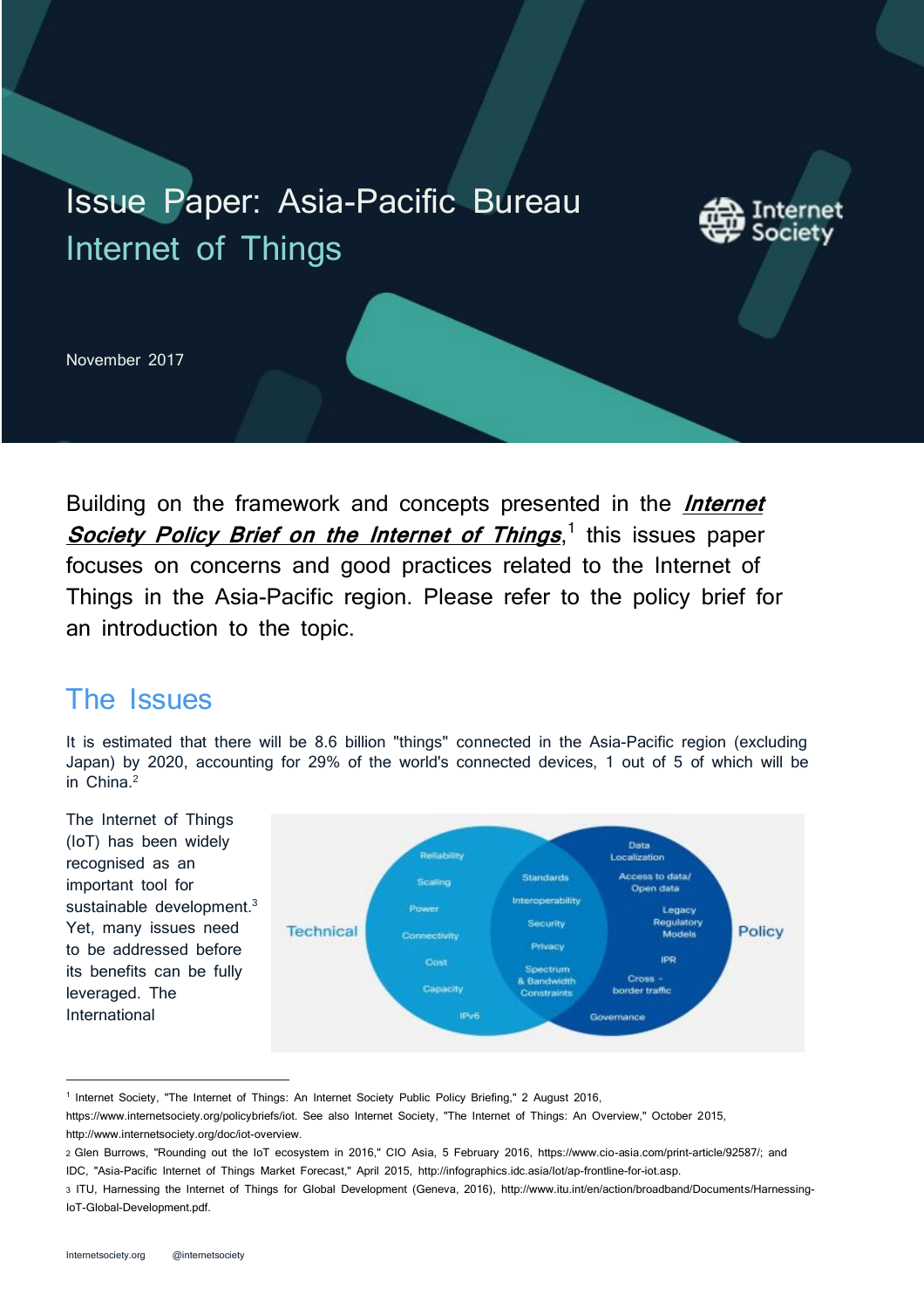# Issue Paper: Asia-Pacific Bureau

## Internet of Things

November 2017

Building on the framework and concepts presented in the ***Internet Society Policy Brief on the Internet of Things***,[1] this issues paper focuses on concerns and good practices related to the Internet of Things in the Asia-Pacific region. Please refer to the policy brief for an introduction to the topic.

## The Issues

It is estimated that there will be 8.6 billion "things" connected in the Asia-Pacific region (excluding Japan) by 2020, accounting for 29% of the world's connected devices, 1 out of 5 of which will be in China.[2]

The Internet of Things (IoT) has been widely recognised as an important tool for sustainable development.[3] Yet, many issues need to be addressed before its benefits can be fully leveraged. The International

---

[1] Internet Society, "The Internet of Things: An Internet Society Public Policy Briefing," 2 August 2016, https://www.internetsociety.org/policybriefs/iot. See also Internet Society, "The Internet of Things: An Overview," October 2015, http://www.internetsociety.org/doc/iot-overview.

[2] Glen Burrows, "Rounding out the IoT ecosystem in 2016," CIO Asia, 5 February 2016, https://www.cio-asia.com/print-article/92587/; and IDC, "Asia-Pacific Internet of Things Market Forecast," April 2015, http://infographics.idc.asia/Iot/ap-frontline-for-iot.asp.

[3] ITU, Harnessing the Internet of Things for Global Development (Geneva, 2016), http://www.itu.int/en/action/broadband/Documents/Harnessing-IoT-Global-Development.pdf.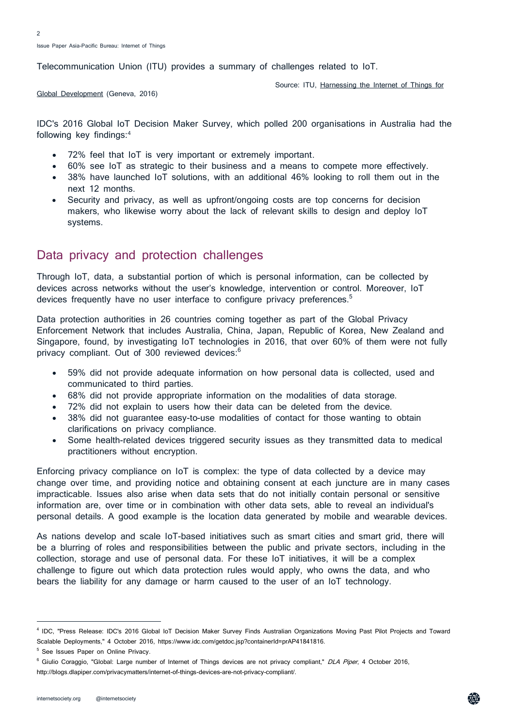Telecommunication Union (ITU) provides a summary of challenges related to IoT.

Source: ITU, Harnessing the Internet of Things for Global Development (Geneva, 2016)

IDC's 2016 Global IoT Decision Maker Survey, which polled 200 organisations in Australia had the following key findings:[4]

- 72% feel that IoT is very important or extremely important.
- 60% see IoT as strategic to their business and a means to compete more effectively.
- 38% have launched IoT solutions, with an additional 46% looking to roll them out in the next 12 months.
- Security and privacy, as well as upfront/ongoing costs are top concerns for decision makers, who likewise worry about the lack of relevant skills to design and deploy IoT systems.

## Data privacy and protection challenges

Through IoT, data, a substantial portion of which is personal information, can be collected by devices across networks without the user's knowledge, intervention or control. Moreover, IoT devices frequently have no user interface to configure privacy preferences.[5]

Data protection authorities in 26 countries coming together as part of the Global Privacy Enforcement Network that includes Australia, China, Japan, Republic of Korea, New Zealand and Singapore, found, by investigating IoT technologies in 2016, that over 60% of them were not fully privacy compliant. Out of 300 reviewed devices:[6]

- 59% did not provide adequate information on how personal data is collected, used and communicated to third parties.
- 68% did not provide appropriate information on the modalities of data storage.
- 72% did not explain to users how their data can be deleted from the device.
- 38% did not guarantee easy-to-use modalities of contact for those wanting to obtain clarifications on privacy compliance.
- Some health-related devices triggered security issues as they transmitted data to medical practitioners without encryption.

Enforcing privacy compliance on IoT is complex: the type of data collected by a device may change over time, and providing notice and obtaining consent at each juncture are in many cases impracticable. Issues also arise when data sets that do not initially contain personal or sensitive information are, over time or in combination with other data sets, able to reveal an individual's personal details. A good example is the location data generated by mobile and wearable devices.

As nations develop and scale IoT-based initiatives such as smart cities and smart grid, there will be a blurring of roles and responsibilities between the public and private sectors, including in the collection, storage and use of personal data. For these IoT initiatives, it will be a complex challenge to figure out which data protection rules would apply, who owns the data, and who bears the liability for any damage or harm caused to the user of an IoT technology.

---

[4] IDC, "Press Release: IDC's 2016 Global IoT Decision Maker Survey Finds Australian Organizations Moving Past Pilot Projects and Toward Scalable Deployments," 4 October 2016, https://www.idc.com/getdoc.jsp?containerId=prAP41841816.

[5] See Issues Paper on Online Privacy.

[6] Giulio Coraggio, "Global: Large number of Internet of Things devices are not privacy compliant," *DLA Piper*, 4 October 2016, http://blogs.dlapiper.com/privacymatters/internet-of-things-devices-are-not-privacy-compliant/.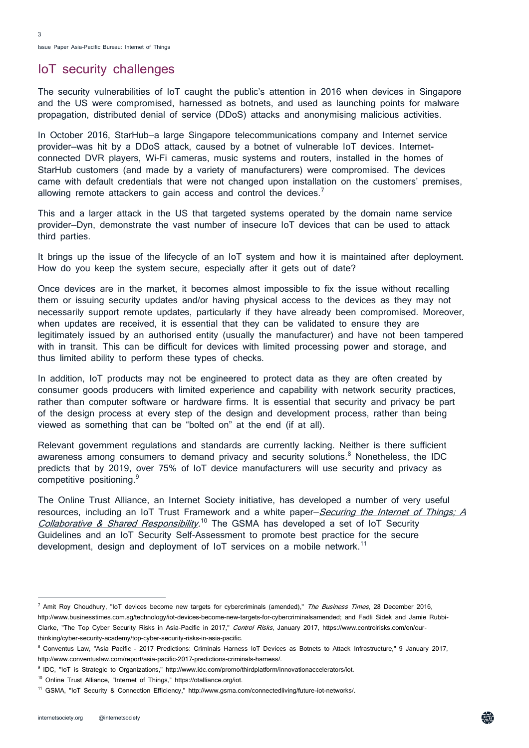## IoT security challenges

The security vulnerabilities of IoT caught the public's attention in 2016 when devices in Singapore and the US were compromised, harnessed as botnets, and used as launching points for malware propagation, distributed denial of service (DDoS) attacks and anonymising malicious activities.

In October 2016, StarHub–a large Singapore telecommunications company and Internet service provider–was hit by a DDoS attack, caused by a botnet of vulnerable IoT devices. Internet-connected DVR players, Wi-Fi cameras, music systems and routers, installed in the homes of StarHub customers (and made by a variety of manufacturers) were compromised. The devices came with default credentials that were not changed upon installation on the customers' premises, allowing remote attackers to gain access and control the devices.[7]

This and a larger attack in the US that targeted systems operated by the domain name service provider–Dyn, demonstrate the vast number of insecure IoT devices that can be used to attack third parties.

It brings up the issue of the lifecycle of an IoT system and how it is maintained after deployment. How do you keep the system secure, especially after it gets out of date?

Once devices are in the market, it becomes almost impossible to fix the issue without recalling them or issuing security updates and/or having physical access to the devices as they may not necessarily support remote updates, particularly if they have already been compromised. Moreover, when updates are received, it is essential that they can be validated to ensure they are legitimately issued by an authorised entity (usually the manufacturer) and have not been tampered with in transit. This can be difficult for devices with limited processing power and storage, and thus limited ability to perform these types of checks.

In addition, IoT products may not be engineered to protect data as they are often created by consumer goods producers with limited experience and capability with network security practices, rather than computer software or hardware firms. It is essential that security and privacy be part of the design process at every step of the design and development process, rather than being viewed as something that can be "bolted on" at the end (if at all).

Relevant government regulations and standards are currently lacking. Neither is there sufficient awareness among consumers to demand privacy and security solutions.[8] Nonetheless, the IDC predicts that by 2019, over 75% of IoT device manufacturers will use security and privacy as competitive positioning.[9]

The Online Trust Alliance, an Internet Society initiative, has developed a number of very useful resources, including an IoT Trust Framework and a white paper–*Securing the Internet of Things; A Collaborative & Shared Responsibility*.[10] The GSMA has developed a set of IoT Security Guidelines and an IoT Security Self-Assessment to promote best practice for the secure development, design and deployment of IoT services on a mobile network.[11]

---

[7] Amit Roy Choudhury, "IoT devices become new targets for cybercriminals (amended)," *The Business Times*, 28 December 2016, http://www.businesstimes.com.sg/technology/iot-devices-become-new-targets-for-cybercriminalsamended; and Fadli Sidek and Jamie Rubbi-Clarke, "The Top Cyber Security Risks in Asia-Pacific in 2017," *Control Risks*, January 2017, https://www.controlrisks.com/en/our-thinking/cyber-security-academy/top-cyber-security-risks-in-asia-pacific.

[8] Conventus Law, "Asia Pacific - 2017 Predictions: Criminals Harness IoT Devices as Botnets to Attack Infrastructure," 9 January 2017, http://www.conventuslaw.com/report/asia-pacific-2017-predictions-criminals-harness/.

[9] IDC, "IoT is Strategic to Organizations," http://www.idc.com/promo/thirdplatform/innovationaccelerators/iot.

[10] Online Trust Alliance, "Internet of Things," https://otalliance.org/iot.

[11] GSMA, "IoT Security & Connection Efficiency," http://www.gsma.com/connectedliving/future-iot-networks/.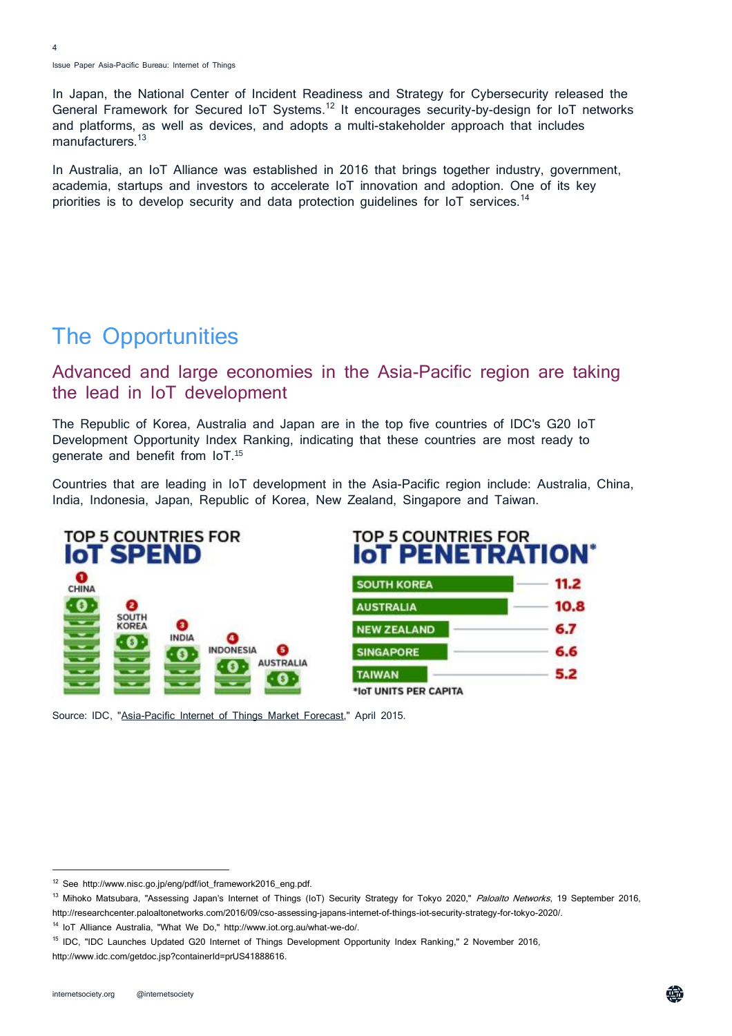In Japan, the National Center of Incident Readiness and Strategy for Cybersecurity released the General Framework for Secured IoT Systems.[12] It encourages security-by-design for IoT networks and platforms, as well as devices, and adopts a multi-stakeholder approach that includes manufacturers.[13]

In Australia, an IoT Alliance was established in 2016 that brings together industry, government, academia, startups and investors to accelerate IoT innovation and adoption. One of its key priorities is to develop security and data protection guidelines for IoT services.[14]

# The Opportunities

## Advanced and large economies in the Asia-Pacific region are taking the lead in IoT development

The Republic of Korea, Australia and Japan are in the top five countries of IDC's G20 IoT Development Opportunity Index Ranking, indicating that these countries are most ready to generate and benefit from IoT.[15]

Countries that are leading in IoT development in the Asia-Pacific region include: Australia, China, India, Indonesia, Japan, Republic of Korea, New Zealand, Singapore and Taiwan.

**TOP 5 COUNTRIES FOR IoT SPEND**

1. CHINA
2. SOUTH KOREA
3. INDIA
4. INDONESIA
5. AUSTRALIA

**TOP 5 COUNTRIES FOR IoT PENETRATION***

| Country | IoT units per capita |
|---|---|
| SOUTH KOREA | 11.2 |
| AUSTRALIA | 10.8 |
| NEW ZEALAND | 6.7 |
| SINGAPORE | 6.6 |
| TAIWAN | 5.2 |

*IoT UNITS PER CAPITA

Source: IDC, "Asia-Pacific Internet of Things Market Forecast," April 2015.

---

[12] See http://www.nisc.go.jp/eng/pdf/iot_framework2016_eng.pdf.

[13] Mihoko Matsubara, "Assessing Japan's Internet of Things (IoT) Security Strategy for Tokyo 2020," *Paloalto Networks*, 19 September 2016, http://researchcenter.paloaltonetworks.com/2016/09/cso-assessing-japans-internet-of-things-iot-security-strategy-for-tokyo-2020/.

[14] IoT Alliance Australia, "What We Do," http://www.iot.org.au/what-we-do/.

[15] IDC, "IDC Launches Updated G20 Internet of Things Development Opportunity Index Ranking," 2 November 2016, http://www.idc.com/getdoc.jsp?containerId=prUS41888616.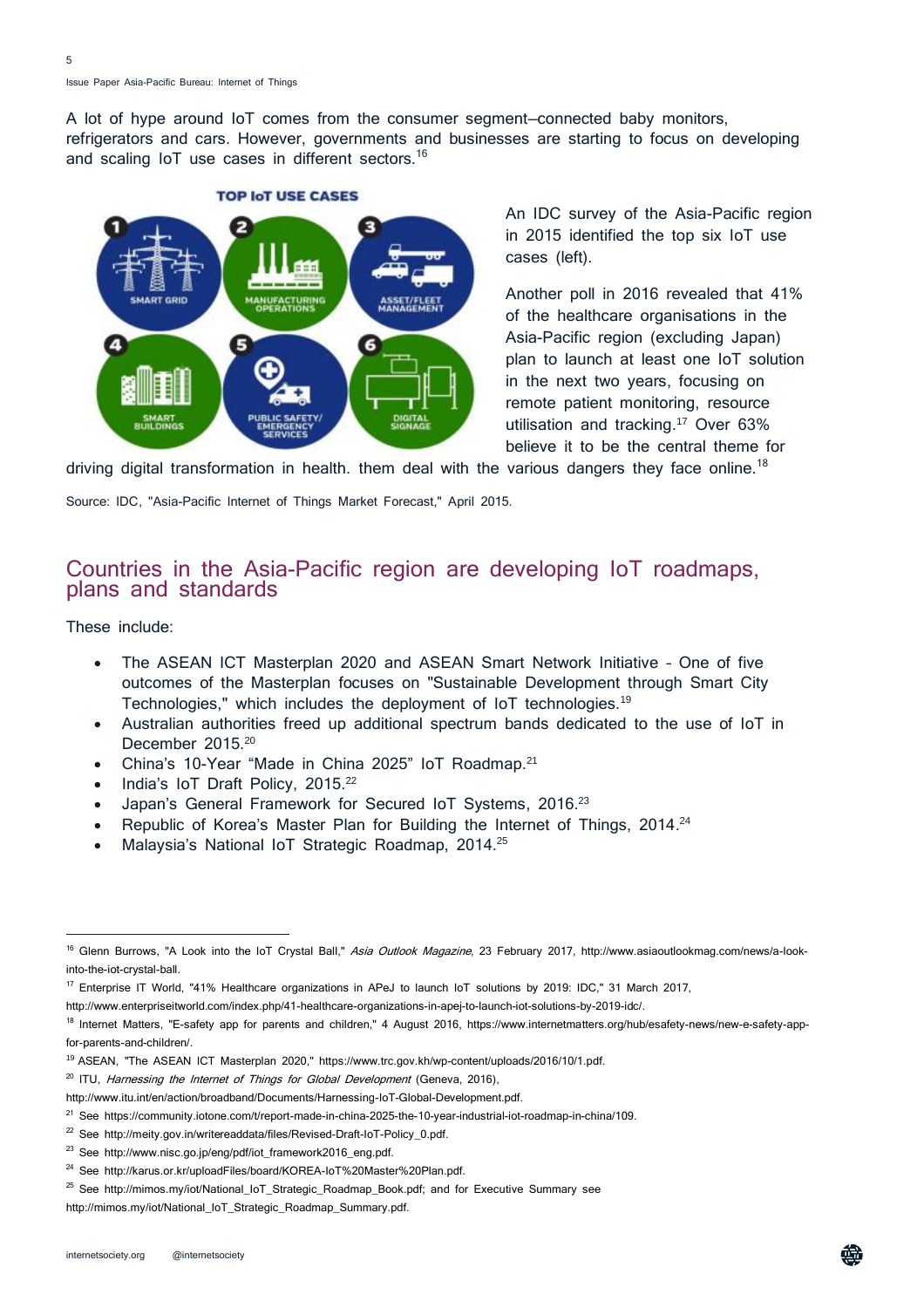A lot of hype around IoT comes from the consumer segment—connected baby monitors, refrigerators and cars. However, governments and businesses are starting to focus on developing and scaling IoT use cases in different sectors.[16]

**TOP IoT USE CASES**

1. SMART GRID
2. MANUFACTURING OPERATIONS
3. ASSET/FLEET MANAGEMENT
4. SMART BUILDINGS
5. PUBLIC SAFETY/ EMERGENCY SERVICES
6. DIGITAL SIGNAGE

An IDC survey of the Asia-Pacific region in 2015 identified the top six IoT use cases (left).

Another poll in 2016 revealed that 41% of the healthcare organisations in the Asia-Pacific region (excluding Japan) plan to launch at least one IoT solution in the next two years, focusing on remote patient monitoring, resource utilisation and tracking.[17] Over 63% believe it to be the central theme for driving digital transformation in health. them deal with the various dangers they face online.[18]

Source: IDC, "Asia-Pacific Internet of Things Market Forecast," April 2015.

## Countries in the Asia-Pacific region are developing IoT roadmaps, plans and standards

These include:

- The ASEAN ICT Masterplan 2020 and ASEAN Smart Network Initiative - One of five outcomes of the Masterplan focuses on "Sustainable Development through Smart City Technologies," which includes the deployment of IoT technologies.[19]
- Australian authorities freed up additional spectrum bands dedicated to the use of IoT in December 2015.[20]
- China's 10-Year "Made in China 2025" IoT Roadmap.[21]
- India's IoT Draft Policy, 2015.[22]
- Japan's General Framework for Secured IoT Systems, 2016.[23]
- Republic of Korea's Master Plan for Building the Internet of Things, 2014.[24]
- Malaysia's National IoT Strategic Roadmap, 2014.[25]

---

[16] Glenn Burrows, "A Look into the IoT Crystal Ball," *Asia Outlook Magazine*, 23 February 2017, http://www.asiaoutlookmag.com/news/a-look-into-the-iot-crystal-ball.

[17] Enterprise IT World, "41% Healthcare organizations in APeJ to launch IoT solutions by 2019: IDC," 31 March 2017, http://www.enterpriseitworld.com/index.php/41-healthcare-organizations-in-apej-to-launch-iot-solutions-by-2019-idc/.

[18] Internet Matters, "E-safety app for parents and children," 4 August 2016, https://www.internetmatters.org/hub/esafety-news/new-e-safety-app-for-parents-and-children/.

[19] ASEAN, "The ASEAN ICT Masterplan 2020," https://www.trc.gov.kh/wp-content/uploads/2016/10/1.pdf.

[20] ITU, *Harnessing the Internet of Things for Global Development* (Geneva, 2016), http://www.itu.int/en/action/broadband/Documents/Harnessing-IoT-Global-Development.pdf.

[21] See https://community.iotone.com/t/report-made-in-china-2025-the-10-year-industrial-iot-roadmap-in-china/109.

[22] See http://meity.gov.in/writereaddata/files/Revised-Draft-IoT-Policy_0.pdf.

[23] See http://www.nisc.go.jp/eng/pdf/iot_framework2016_eng.pdf.

[24] See http://karus.or.kr/uploadFiles/board/KOREA-IoT%20Master%20Plan.pdf.

[25] See http://mimos.my/iot/National_IoT_Strategic_Roadmap_Book.pdf; and for Executive Summary see http://mimos.my/iot/National_IoT_Strategic_Roadmap_Summary.pdf.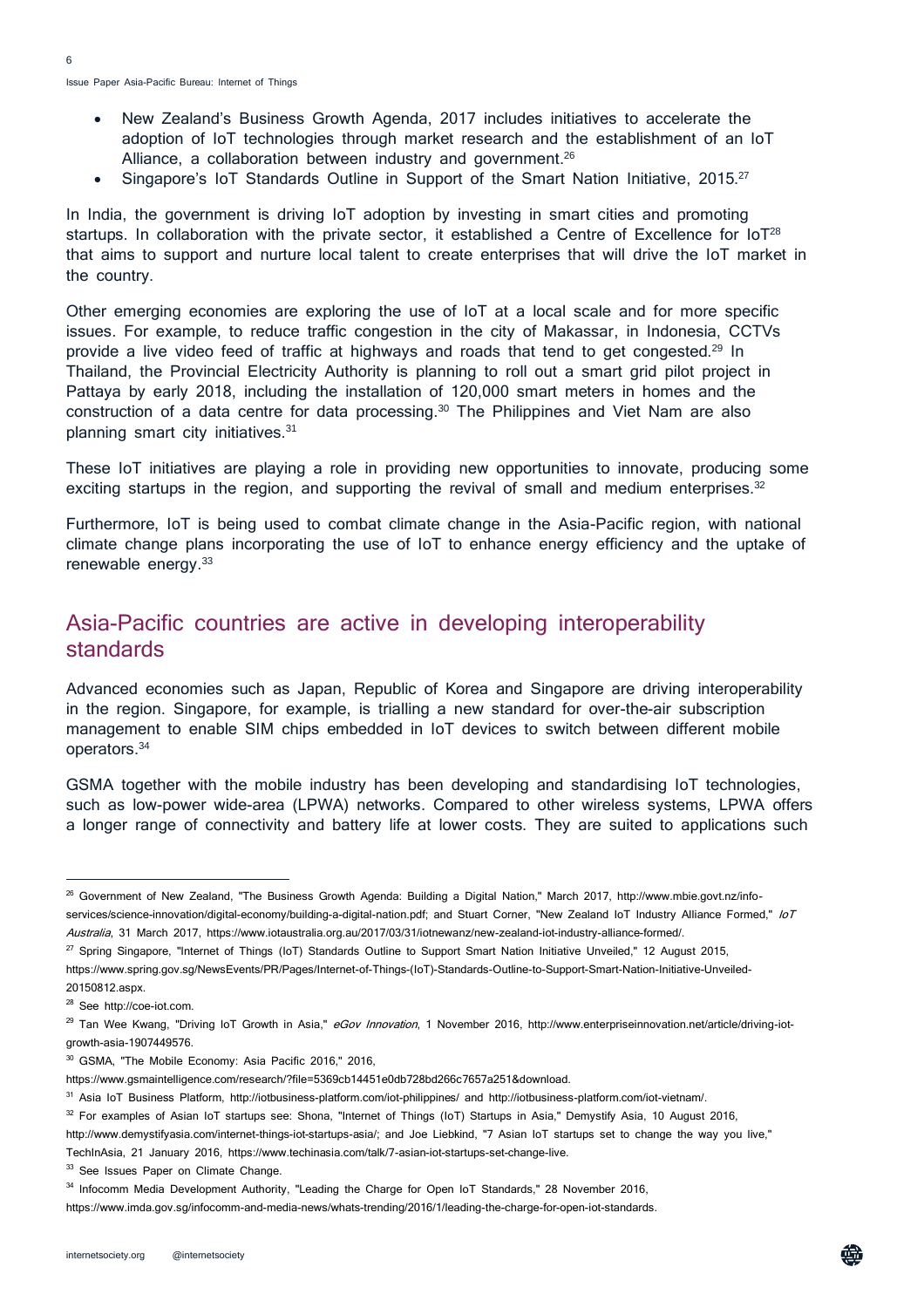- New Zealand's Business Growth Agenda, 2017 includes initiatives to accelerate the adoption of IoT technologies through market research and the establishment of an IoT Alliance, a collaboration between industry and government.[26]
- Singapore's IoT Standards Outline in Support of the Smart Nation Initiative, 2015.[27]

In India, the government is driving IoT adoption by investing in smart cities and promoting startups. In collaboration with the private sector, it established a Centre of Excellence for IoT[28] that aims to support and nurture local talent to create enterprises that will drive the IoT market in the country.

Other emerging economies are exploring the use of IoT at a local scale and for more specific issues. For example, to reduce traffic congestion in the city of Makassar, in Indonesia, CCTVs provide a live video feed of traffic at highways and roads that tend to get congested.[29] In Thailand, the Provincial Electricity Authority is planning to roll out a smart grid pilot project in Pattaya by early 2018, including the installation of 120,000 smart meters in homes and the construction of a data centre for data processing.[30] The Philippines and Viet Nam are also planning smart city initiatives.[31]

These IoT initiatives are playing a role in providing new opportunities to innovate, producing some exciting startups in the region, and supporting the revival of small and medium enterprises.[32]

Furthermore, IoT is being used to combat climate change in the Asia-Pacific region, with national climate change plans incorporating the use of IoT to enhance energy efficiency and the uptake of renewable energy.[33]

## Asia-Pacific countries are active in developing interoperability standards

Advanced economies such as Japan, Republic of Korea and Singapore are driving interoperability in the region. Singapore, for example, is trialling a new standard for over-the-air subscription management to enable SIM chips embedded in IoT devices to switch between different mobile operators.[34]

GSMA together with the mobile industry has been developing and standardising IoT technologies, such as low-power wide-area (LPWA) networks. Compared to other wireless systems, LPWA offers a longer range of connectivity and battery life at lower costs. They are suited to applications such

---

[26] Government of New Zealand, "The Business Growth Agenda: Building a Digital Nation," March 2017, http://www.mbie.govt.nz/info-services/science-innovation/digital-economy/building-a-digital-nation.pdf; and Stuart Corner, "New Zealand IoT Industry Alliance Formed," *IoT Australia*, 31 March 2017, https://www.iotaustralia.org.au/2017/03/31/iotnewanz/new-zealand-iot-industry-alliance-formed/.

[27] Spring Singapore, "Internet of Things (IoT) Standards Outline to Support Smart Nation Initiative Unveiled," 12 August 2015, https://www.spring.gov.sg/NewsEvents/PR/Pages/Internet-of-Things-(IoT)-Standards-Outline-to-Support-Smart-Nation-Initiative-Unveiled-20150812.aspx.

[28] See http://coe-iot.com.

[29] Tan Wee Kwang, "Driving IoT Growth in Asia," *eGov Innovation*, 1 November 2016, http://www.enterpriseinnovation.net/article/driving-iot-growth-asia-1907449576.

[30] GSMA, "The Mobile Economy: Asia Pacific 2016," 2016, https://www.gsmaintelligence.com/research/?file=5369cb14451e0db728bd266c7657a251&download.

[31] Asia IoT Business Platform, http://iotbusiness-platform.com/iot-philippines/ and http://iotbusiness-platform.com/iot-vietnam/.

[32] For examples of Asian IoT startups see: Shona, "Internet of Things (IoT) Startups in Asia," Demystify Asia, 10 August 2016, http://www.demystifyasia.com/internet-things-iot-startups-asia/; and Joe Liebkind, "7 Asian IoT startups set to change the way you live," TechInAsia, 21 January 2016, https://www.techinasia.com/talk/7-asian-iot-startups-set-change-live.

[33] See Issues Paper on Climate Change.

[34] Infocomm Media Development Authority, "Leading the Charge for Open IoT Standards," 28 November 2016, https://www.imda.gov.sg/infocomm-and-media-news/whats-trending/2016/1/leading-the-charge-for-open-iot-standards.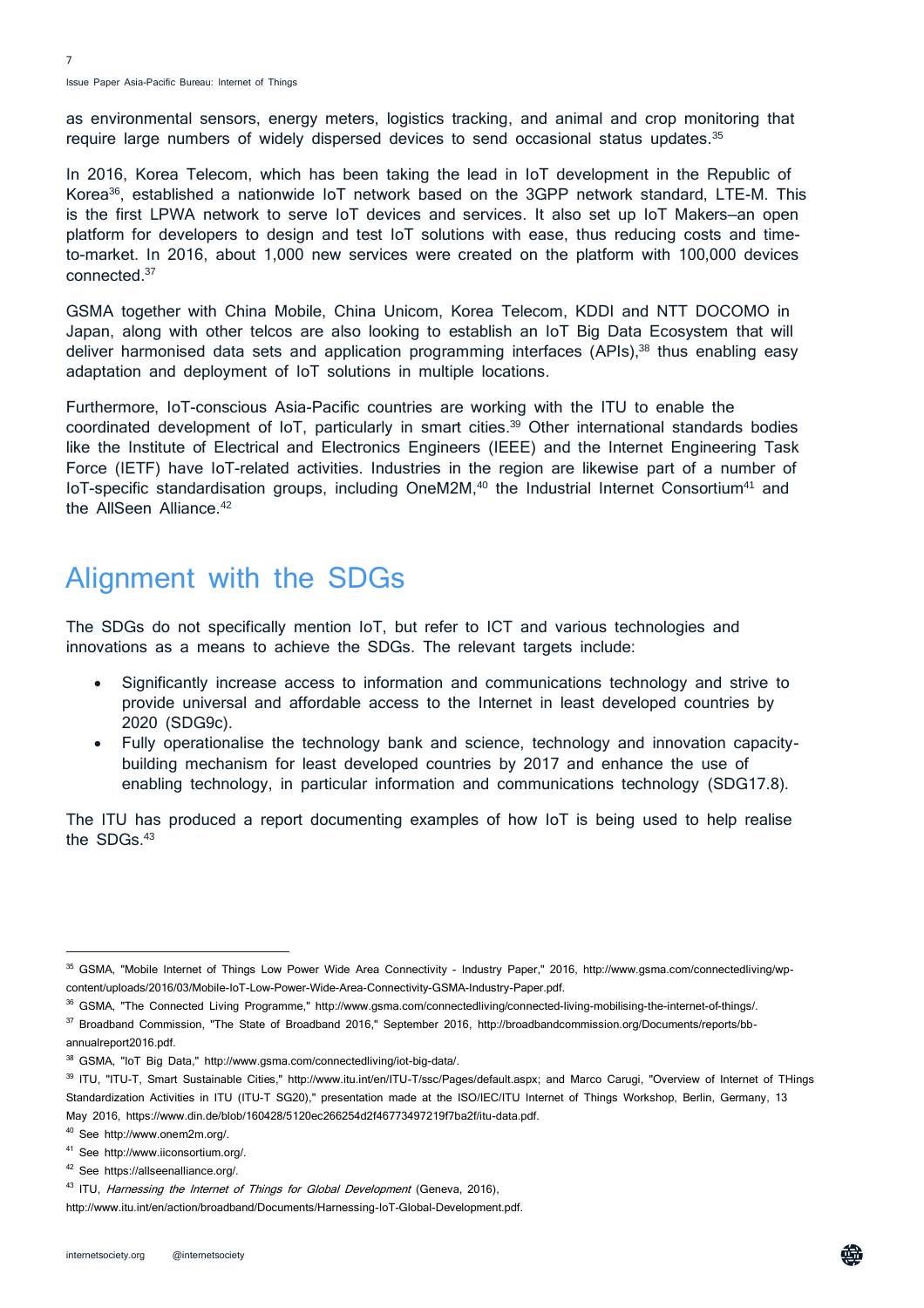as environmental sensors, energy meters, logistics tracking, and animal and crop monitoring that require large numbers of widely dispersed devices to send occasional status updates.[35]

In 2016, Korea Telecom, which has been taking the lead in IoT development in the Republic of Korea[36], established a nationwide IoT network based on the 3GPP network standard, LTE-M. This is the first LPWA network to serve IoT devices and services. It also set up IoT Makers–an open platform for developers to design and test IoT solutions with ease, thus reducing costs and time-to-market. In 2016, about 1,000 new services were created on the platform with 100,000 devices connected.[37]

GSMA together with China Mobile, China Unicom, Korea Telecom, KDDI and NTT DOCOMO in Japan, along with other telcos are also looking to establish an IoT Big Data Ecosystem that will deliver harmonised data sets and application programming interfaces (APIs),[38] thus enabling easy adaptation and deployment of IoT solutions in multiple locations.

Furthermore, IoT-conscious Asia-Pacific countries are working with the ITU to enable the coordinated development of IoT, particularly in smart cities.[39] Other international standards bodies like the Institute of Electrical and Electronics Engineers (IEEE) and the Internet Engineering Task Force (IETF) have IoT-related activities. Industries in the region are likewise part of a number of IoT-specific standardisation groups, including OneM2M,[40] the Industrial Internet Consortium[41] and the AllSeen Alliance.[42]

# Alignment with the SDGs

The SDGs do not specifically mention IoT, but refer to ICT and various technologies and innovations as a means to achieve the SDGs. The relevant targets include:

- Significantly increase access to information and communications technology and strive to provide universal and affordable access to the Internet in least developed countries by 2020 (SDG9c).
- Fully operationalise the technology bank and science, technology and innovation capacity-building mechanism for least developed countries by 2017 and enhance the use of enabling technology, in particular information and communications technology (SDG17.8).

The ITU has produced a report documenting examples of how IoT is being used to help realise the SDGs.[43]

---

[35] GSMA, "Mobile Internet of Things Low Power Wide Area Connectivity - Industry Paper," 2016, http://www.gsma.com/connectedliving/wp-content/uploads/2016/03/Mobile-IoT-Low-Power-Wide-Area-Connectivity-GSMA-Industry-Paper.pdf.

[36] GSMA, "The Connected Living Programme," http://www.gsma.com/connectedliving/connected-living-mobilising-the-internet-of-things/.

[37] Broadband Commission, "The State of Broadband 2016," September 2016, http://broadbandcommission.org/Documents/reports/bb-annualreport2016.pdf.

[38] GSMA, "IoT Big Data," http://www.gsma.com/connectedliving/iot-big-data/.

[39] ITU, "ITU-T, Smart Sustainable Cities," http://www.itu.int/en/ITU-T/ssc/Pages/default.aspx; and Marco Carugi, "Overview of Internet of THings Standardization Activities in ITU (ITU-T SG20)," presentation made at the ISO/IEC/ITU Internet of Things Workshop, Berlin, Germany, 13 May 2016, https://www.din.de/blob/160428/5120ec266254d2f46773497219f7ba2f/itu-data.pdf.

[40] See http://www.onem2m.org/.

[41] See http://www.iiconsortium.org/.

[42] See https://allseenalliance.org/.

[43] ITU, *Harnessing the Internet of Things for Global Development* (Geneva, 2016), http://www.itu.int/en/action/broadband/Documents/Harnessing-IoT-Global-Development.pdf.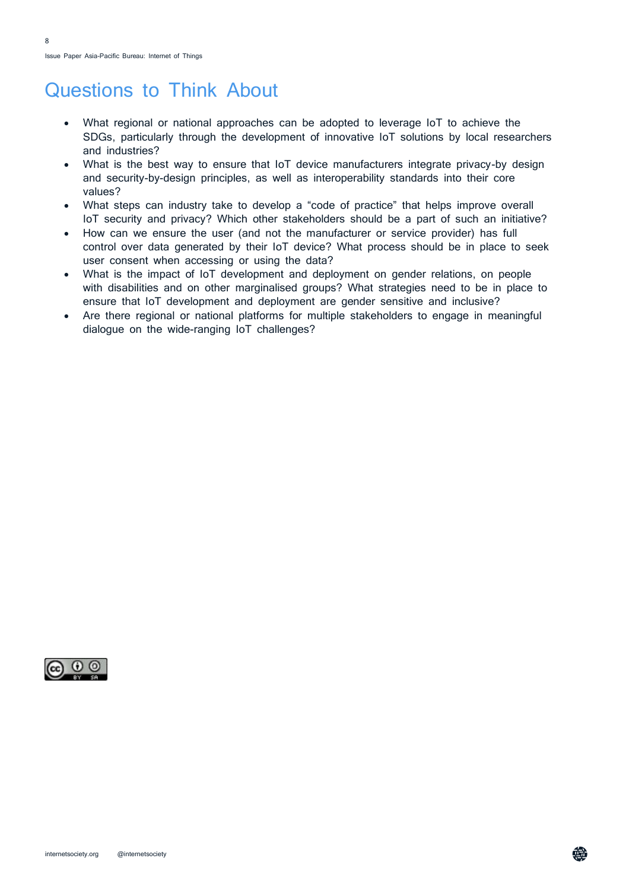# Questions to Think About

- What regional or national approaches can be adopted to leverage IoT to achieve the SDGs, particularly through the development of innovative IoT solutions by local researchers and industries?
- What is the best way to ensure that IoT device manufacturers integrate privacy-by design and security-by-design principles, as well as interoperability standards into their core values?
- What steps can industry take to develop a "code of practice" that helps improve overall IoT security and privacy? Which other stakeholders should be a part of such an initiative?
- How can we ensure the user (and not the manufacturer or service provider) has full control over data generated by their IoT device? What process should be in place to seek user consent when accessing or using the data?
- What is the impact of IoT development and deployment on gender relations, on people with disabilities and on other marginalised groups? What strategies need to be in place to ensure that IoT development and deployment are gender sensitive and inclusive?
- Are there regional or national platforms for multiple stakeholders to engage in meaningful dialogue on the wide-ranging IoT challenges?